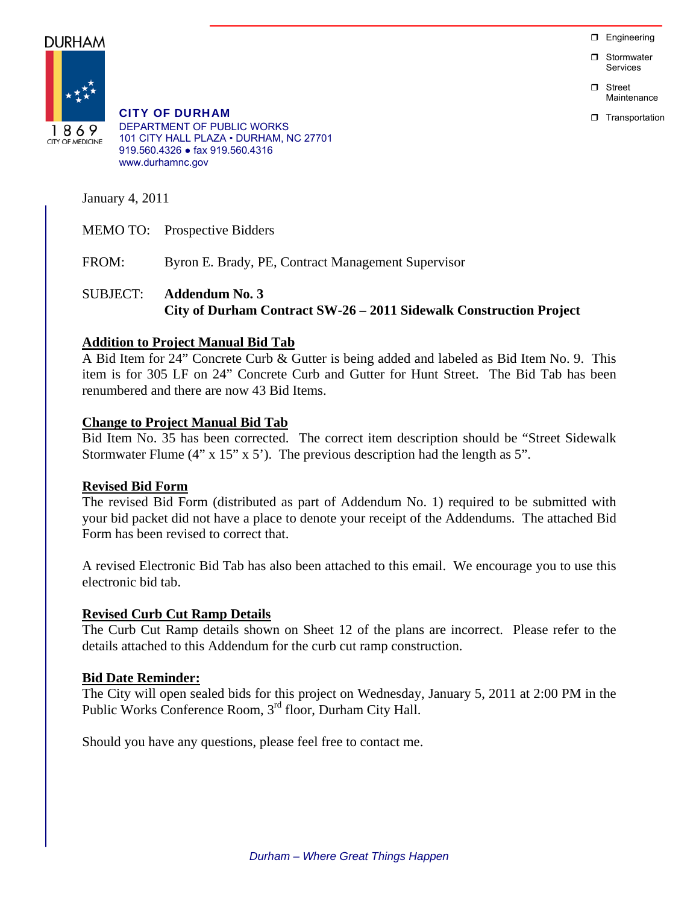DURHAM

1869
CITY OF MEDICINE

**CITY OF DURHAM**
DEPARTMENT OF PUBLIC WORKS
101 CITY HALL PLAZA • DURHAM, NC 27701
919.560.4326 ● fax 919.560.4316
www.durhamnc.gov

- ❒ Engineering
- ❒ Stormwater Services
- ❒ Street Maintenance
- ❒ Transportation

January 4, 2011

MEMO TO: Prospective Bidders

FROM: Byron E. Brady, PE, Contract Management Supervisor

SUBJECT: **Addendum No. 3**
**City of Durham Contract SW-26 – 2011 Sidewalk Construction Project**

**Addition to Project Manual Bid Tab**

A Bid Item for 24" Concrete Curb & Gutter is being added and labeled as Bid Item No. 9. This item is for 305 LF on 24" Concrete Curb and Gutter for Hunt Street. The Bid Tab has been renumbered and there are now 43 Bid Items.

**Change to Project Manual Bid Tab**

Bid Item No. 35 has been corrected. The correct item description should be "Street Sidewalk Stormwater Flume (4" x 15" x 5'). The previous description had the length as 5".

**Revised Bid Form**

The revised Bid Form (distributed as part of Addendum No. 1) required to be submitted with your bid packet did not have a place to denote your receipt of the Addendums. The attached Bid Form has been revised to correct that.

A revised Electronic Bid Tab has also been attached to this email. We encourage you to use this electronic bid tab.

**Revised Curb Cut Ramp Details**

The Curb Cut Ramp details shown on Sheet 12 of the plans are incorrect. Please refer to the details attached to this Addendum for the curb cut ramp construction.

**Bid Date Reminder:**

The City will open sealed bids for this project on Wednesday, January 5, 2011 at 2:00 PM in the Public Works Conference Room, 3rd floor, Durham City Hall.

Should you have any questions, please feel free to contact me.

*Durham – Where Great Things Happen*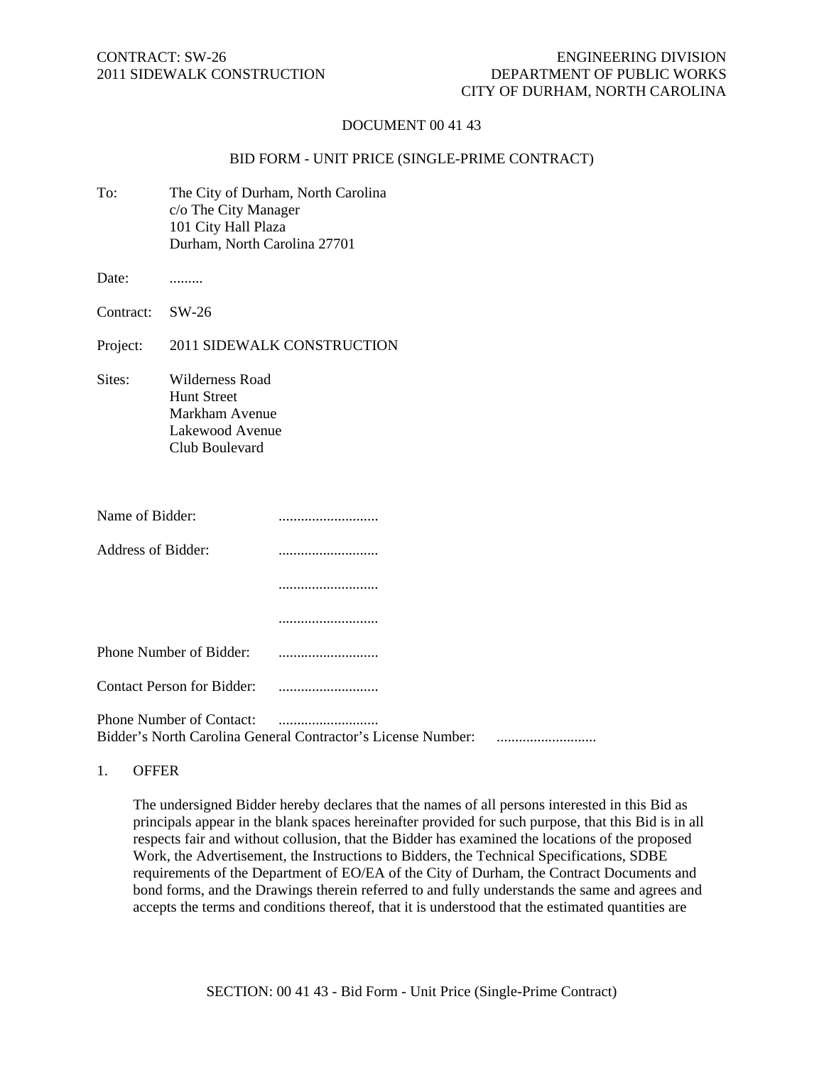CONTRACT: SW-26
2011 SIDEWALK CONSTRUCTION

ENGINEERING DIVISION
DEPARTMENT OF PUBLIC WORKS
CITY OF DURHAM, NORTH CAROLINA

# DOCUMENT 00 41 43

## BID FORM - UNIT PRICE (SINGLE-PRIME CONTRACT)

To: The City of Durham, North Carolina
c/o The City Manager
101 City Hall Plaza
Durham, North Carolina 27701

Date: .........

Contract: SW-26

Project: 2011 SIDEWALK CONSTRUCTION

Sites: Wilderness Road
Hunt Street
Markham Avenue
Lakewood Avenue
Club Boulevard

Name of Bidder: ...........................

Address of Bidder: ...........................

...........................

...........................

Phone Number of Bidder: ...........................

Contact Person for Bidder: ...........................

Phone Number of Contact: ...........................

Bidder's North Carolina General Contractor's License Number: ...........................

1. OFFER

The undersigned Bidder hereby declares that the names of all persons interested in this Bid as principals appear in the blank spaces hereinafter provided for such purpose, that this Bid is in all respects fair and without collusion, that the Bidder has examined the locations of the proposed Work, the Advertisement, the Instructions to Bidders, the Technical Specifications, SDBE requirements of the Department of EO/EA of the City of Durham, the Contract Documents and bond forms, and the Drawings therein referred to and fully understands the same and agrees and accepts the terms and conditions thereof, that it is understood that the estimated quantities are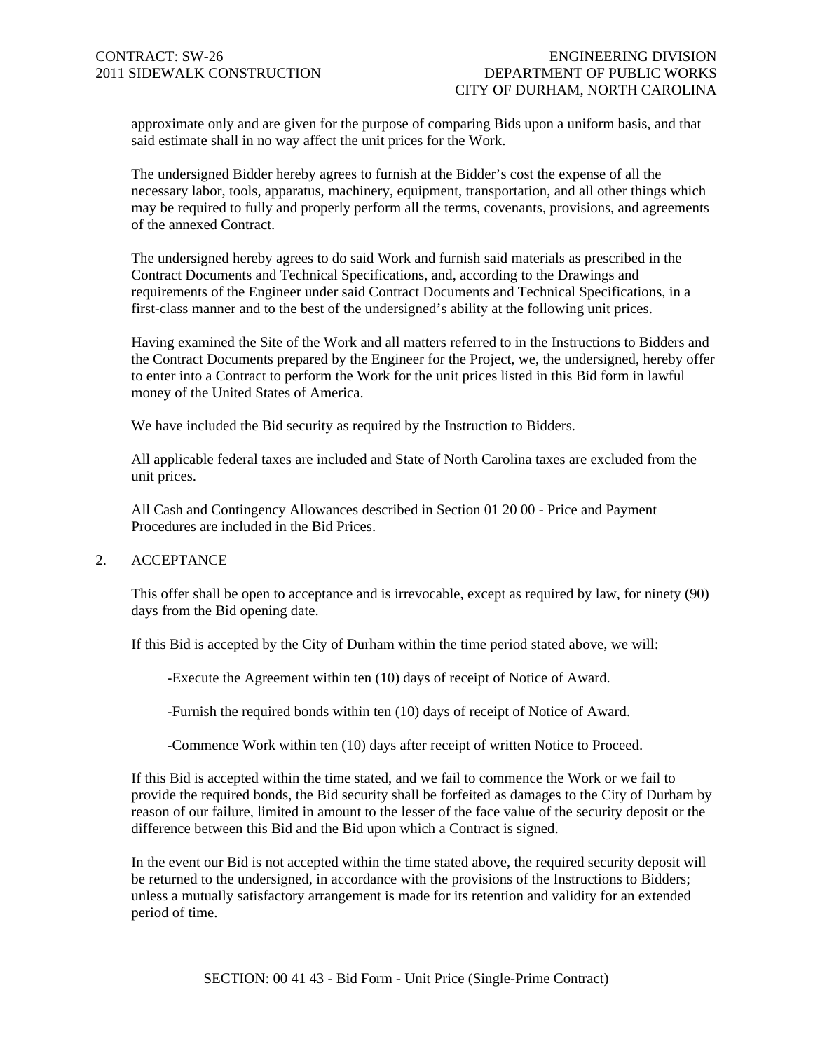approximate only and are given for the purpose of comparing Bids upon a uniform basis, and that said estimate shall in no way affect the unit prices for the Work.

The undersigned Bidder hereby agrees to furnish at the Bidder's cost the expense of all the necessary labor, tools, apparatus, machinery, equipment, transportation, and all other things which may be required to fully and properly perform all the terms, covenants, provisions, and agreements of the annexed Contract.

The undersigned hereby agrees to do said Work and furnish said materials as prescribed in the Contract Documents and Technical Specifications, and, according to the Drawings and requirements of the Engineer under said Contract Documents and Technical Specifications, in a first-class manner and to the best of the undersigned's ability at the following unit prices.

Having examined the Site of the Work and all matters referred to in the Instructions to Bidders and the Contract Documents prepared by the Engineer for the Project, we, the undersigned, hereby offer to enter into a Contract to perform the Work for the unit prices listed in this Bid form in lawful money of the United States of America.

We have included the Bid security as required by the Instruction to Bidders.

All applicable federal taxes are included and State of North Carolina taxes are excluded from the unit prices.

All Cash and Contingency Allowances described in Section 01 20 00 - Price and Payment Procedures are included in the Bid Prices.

## 2. ACCEPTANCE

This offer shall be open to acceptance and is irrevocable, except as required by law, for ninety (90) days from the Bid opening date.

If this Bid is accepted by the City of Durham within the time period stated above, we will:

-Execute the Agreement within ten (10) days of receipt of Notice of Award.

-Furnish the required bonds within ten (10) days of receipt of Notice of Award.

-Commence Work within ten (10) days after receipt of written Notice to Proceed.

If this Bid is accepted within the time stated, and we fail to commence the Work or we fail to provide the required bonds, the Bid security shall be forfeited as damages to the City of Durham by reason of our failure, limited in amount to the lesser of the face value of the security deposit or the difference between this Bid and the Bid upon which a Contract is signed.

In the event our Bid is not accepted within the time stated above, the required security deposit will be returned to the undersigned, in accordance with the provisions of the Instructions to Bidders; unless a mutually satisfactory arrangement is made for its retention and validity for an extended period of time.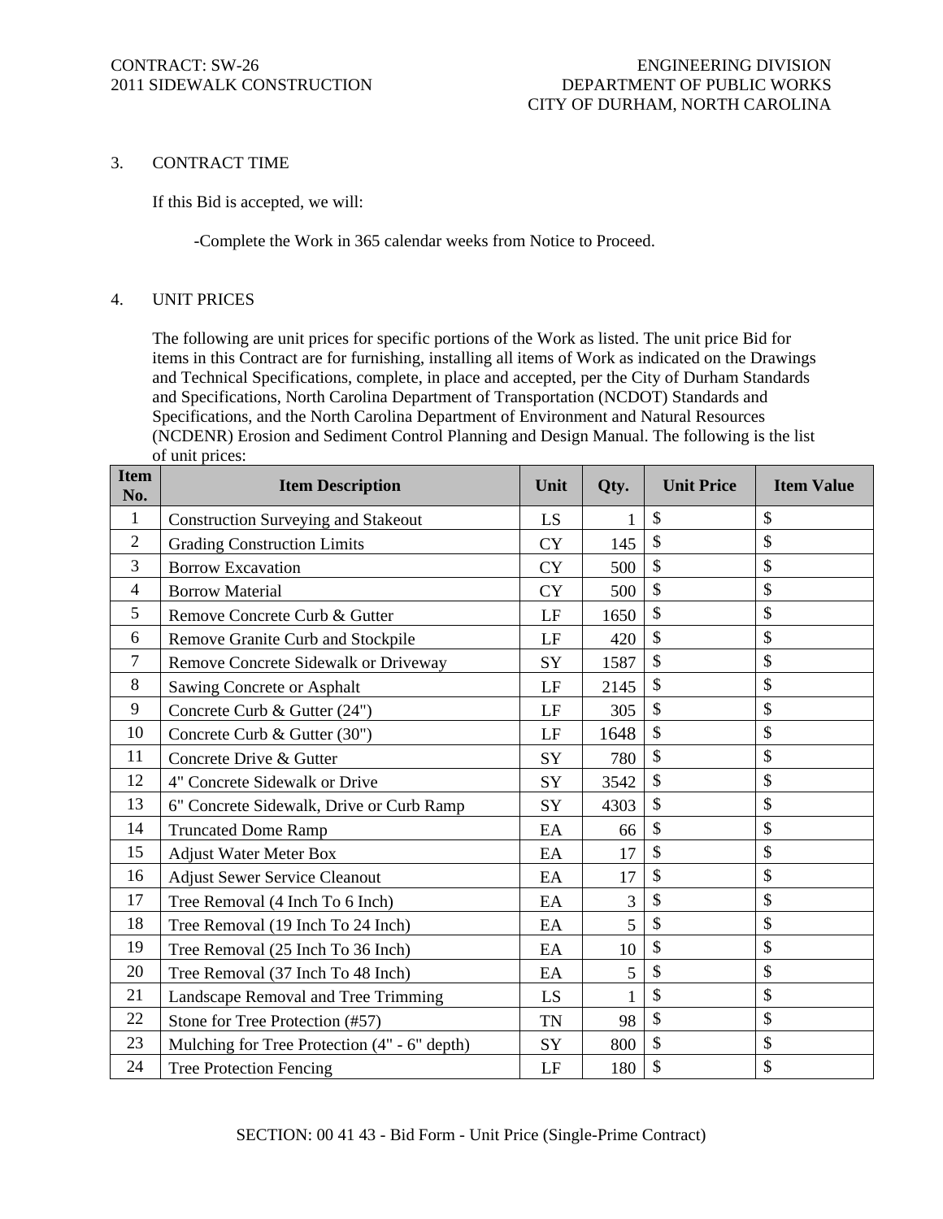### 3. CONTRACT TIME

If this Bid is accepted, we will:

-Complete the Work in 365 calendar weeks from Notice to Proceed.

### 4. UNIT PRICES

The following are unit prices for specific portions of the Work as listed. The unit price Bid for items in this Contract are for furnishing, installing all items of Work as indicated on the Drawings and Technical Specifications, complete, in place and accepted, per the City of Durham Standards and Specifications, North Carolina Department of Transportation (NCDOT) Standards and Specifications, and the North Carolina Department of Environment and Natural Resources (NCDENR) Erosion and Sediment Control Planning and Design Manual. The following is the list of unit prices:

| Item No. | Item Description | Unit | Qty. | Unit Price | Item Value |
|---|---|---|---|---|---|
| 1 | Construction Surveying and Stakeout | LS | 1 | $ | $ |
| 2 | Grading Construction Limits | CY | 145 | $ | $ |
| 3 | Borrow Excavation | CY | 500 | $ | $ |
| 4 | Borrow Material | CY | 500 | $ | $ |
| 5 | Remove Concrete Curb & Gutter | LF | 1650 | $ | $ |
| 6 | Remove Granite Curb and Stockpile | LF | 420 | $ | $ |
| 7 | Remove Concrete Sidewalk or Driveway | SY | 1587 | $ | $ |
| 8 | Sawing Concrete or Asphalt | LF | 2145 | $ | $ |
| 9 | Concrete Curb & Gutter (24") | LF | 305 | $ | $ |
| 10 | Concrete Curb & Gutter (30") | LF | 1648 | $ | $ |
| 11 | Concrete Drive & Gutter | SY | 780 | $ | $ |
| 12 | 4" Concrete Sidewalk or Drive | SY | 3542 | $ | $ |
| 13 | 6" Concrete Sidewalk, Drive or Curb Ramp | SY | 4303 | $ | $ |
| 14 | Truncated Dome Ramp | EA | 66 | $ | $ |
| 15 | Adjust Water Meter Box | EA | 17 | $ | $ |
| 16 | Adjust Sewer Service Cleanout | EA | 17 | $ | $ |
| 17 | Tree Removal (4 Inch To 6 Inch) | EA | 3 | $ | $ |
| 18 | Tree Removal (19 Inch To 24 Inch) | EA | 5 | $ | $ |
| 19 | Tree Removal (25 Inch To 36 Inch) | EA | 10 | $ | $ |
| 20 | Tree Removal (37 Inch To 48 Inch) | EA | 5 | $ | $ |
| 21 | Landscape Removal and Tree Trimming | LS | 1 | $ | $ |
| 22 | Stone for Tree Protection (#57) | TN | 98 | $ | $ |
| 23 | Mulching for Tree Protection (4" - 6" depth) | SY | 800 | $ | $ |
| 24 | Tree Protection Fencing | LF | 180 | $ | $ |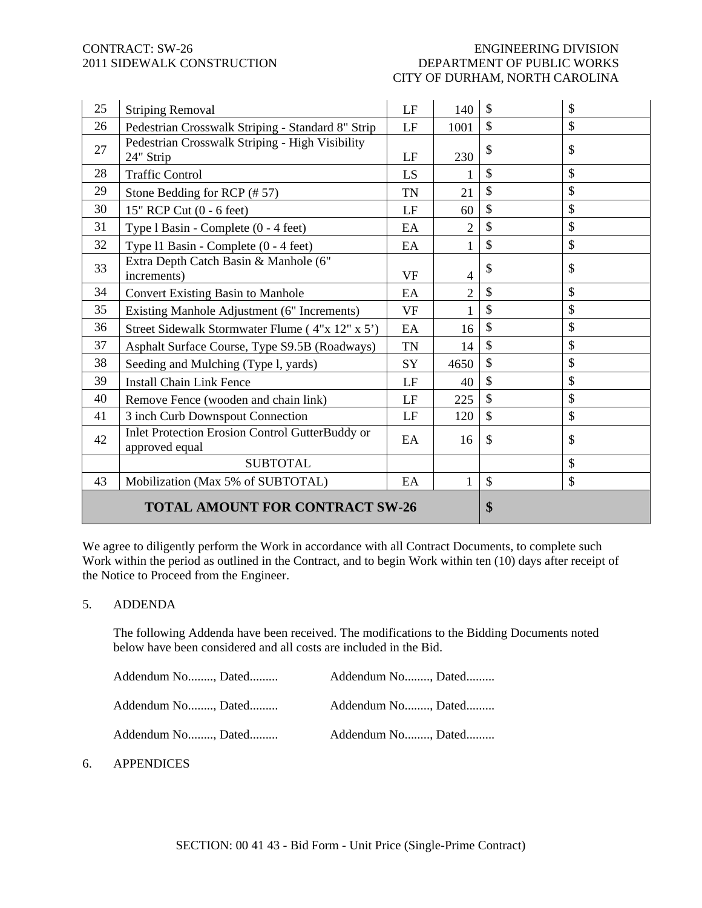| | | | | | |
|---|---|---|---|---|---|
| 25 | Striping Removal | LF | 140 | $ | $ |
| 26 | Pedestrian Crosswalk Striping - Standard 8" Strip | LF | 1001 | $ | $ |
| 27 | Pedestrian Crosswalk Striping - High Visibility 24" Strip | LF | 230 | $ | $ |
| 28 | Traffic Control | LS | 1 | $ | $ |
| 29 | Stone Bedding for RCP (# 57) | TN | 21 | $ | $ |
| 30 | 15" RCP Cut (0 - 6 feet) | LF | 60 | $ | $ |
| 31 | Type l Basin - Complete (0 - 4 feet) | EA | 2 | $ | $ |
| 32 | Type l1 Basin - Complete (0 - 4 feet) | EA | 1 | $ | $ |
| 33 | Extra Depth Catch Basin & Manhole (6" increments) | VF | 4 | $ | $ |
| 34 | Convert Existing Basin to Manhole | EA | 2 | $ | $ |
| 35 | Existing Manhole Adjustment (6" Increments) | VF | 1 | $ | $ |
| 36 | Street Sidewalk Stormwater Flume ( 4"x 12" x 5') | EA | 16 | $ | $ |
| 37 | Asphalt Surface Course, Type S9.5B (Roadways) | TN | 14 | $ | $ |
| 38 | Seeding and Mulching (Type l, yards) | SY | 4650 | $ | $ |
| 39 | Install Chain Link Fence | LF | 40 | $ | $ |
| 40 | Remove Fence (wooden and chain link) | LF | 225 | $ | $ |
| 41 | 3 inch Curb Downspout Connection | LF | 120 | $ | $ |
| 42 | Inlet Protection Erosion Control GutterBuddy or approved equal | EA | 16 | $ | $ |
| | SUBTOTAL | | | | $ |
| 43 | Mobilization (Max 5% of SUBTOTAL) | EA | 1 | $ | $ |
| | **TOTAL AMOUNT FOR CONTRACT SW-26** | | | **$** | |

We agree to diligently perform the Work in accordance with all Contract Documents, to complete such Work within the period as outlined in the Contract, and to begin Work within ten (10) days after receipt of the Notice to Proceed from the Engineer.

5. ADDENDA

The following Addenda have been received. The modifications to the Bidding Documents noted below have been considered and all costs are included in the Bid.

Addendum No........, Dated......... Addendum No........, Dated.........

Addendum No........, Dated......... Addendum No........, Dated.........

Addendum No........, Dated......... Addendum No........, Dated.........

6. APPENDICES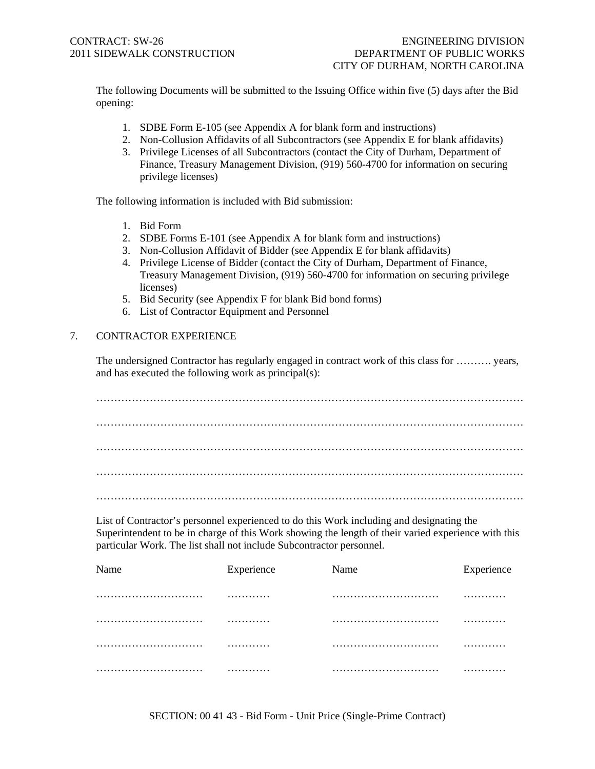The following Documents will be submitted to the Issuing Office within five (5) days after the Bid opening:

1. SDBE Form E-105 (see Appendix A for blank form and instructions)
2. Non-Collusion Affidavits of all Subcontractors (see Appendix E for blank affidavits)
3. Privilege Licenses of all Subcontractors (contact the City of Durham, Department of Finance, Treasury Management Division, (919) 560-4700 for information on securing privilege licenses)

The following information is included with Bid submission:

1. Bid Form
2. SDBE Forms E-101 (see Appendix A for blank form and instructions)
3. Non-Collusion Affidavit of Bidder (see Appendix E for blank affidavits)
4. Privilege License of Bidder (contact the City of Durham, Department of Finance, Treasury Management Division, (919) 560-4700 for information on securing privilege licenses)
5. Bid Security (see Appendix F for blank Bid bond forms)
6. List of Contractor Equipment and Personnel

7. CONTRACTOR EXPERIENCE

The undersigned Contractor has regularly engaged in contract work of this class for ………. years, and has executed the following work as principal(s):

…………………………………………………………………………………………………………

…………………………………………………………………………………………………………

…………………………………………………………………………………………………………

…………………………………………………………………………………………………………

…………………………………………………………………………………………………………

List of Contractor's personnel experienced to do this Work including and designating the Superintendent to be in charge of this Work showing the length of their varied experience with this particular Work. The list shall not include Subcontractor personnel.

| Name | Experience | Name | Experience |
|---|---|---|---|
| ………………………… | ………… | ………………………… | ………… |
| ………………………… | ………… | ………………………… | ………… |
| ………………………… | ………… | ………………………… | ………… |
| ………………………… | ………… | ………………………… | ………… |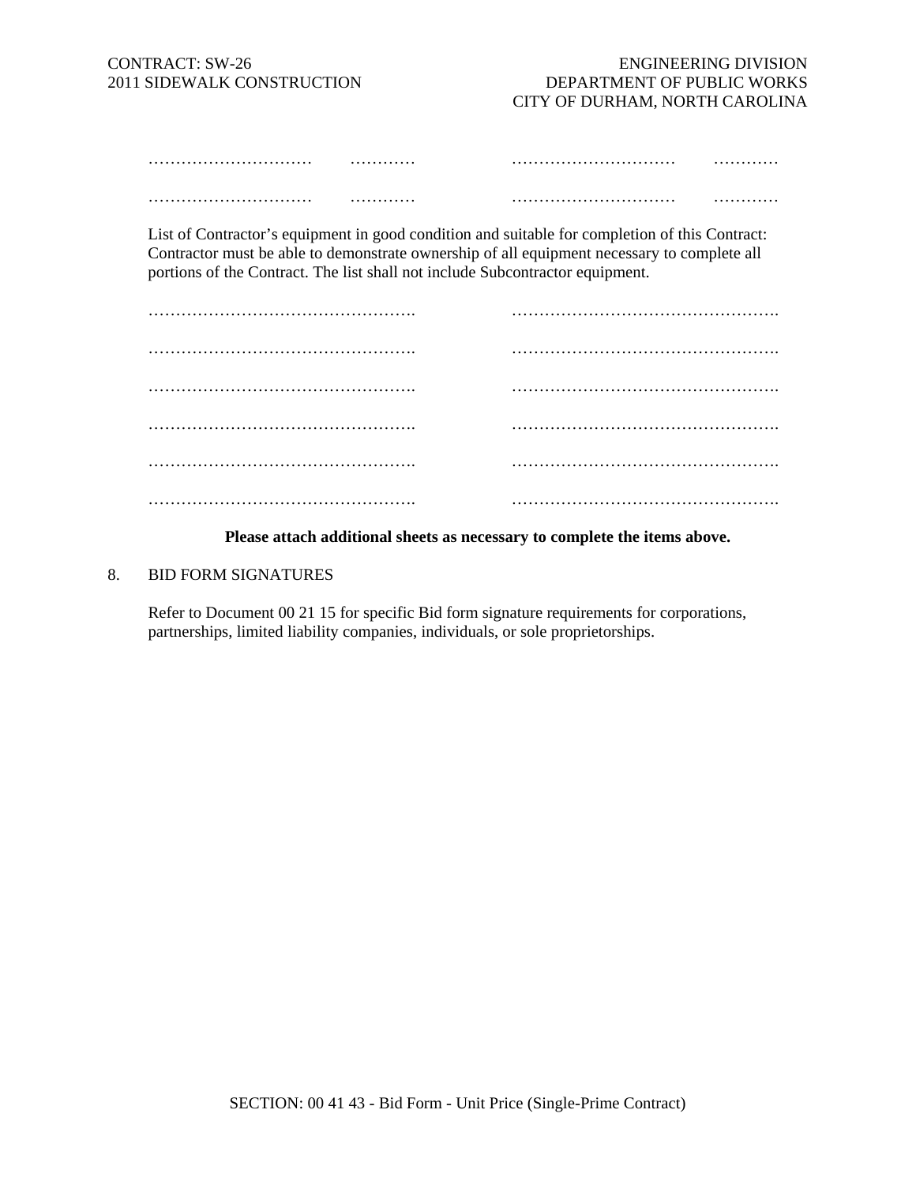………………………… ………… ………………………… …………

………………………… ………… ………………………… …………

List of Contractor's equipment in good condition and suitable for completion of this Contract: Contractor must be able to demonstrate ownership of all equipment necessary to complete all portions of the Contract. The list shall not include Subcontractor equipment.

…………………………………………. ………………………………………….

…………………………………………. ………………………………………….

…………………………………………. ………………………………………….

…………………………………………. ………………………………………….

…………………………………………. ………………………………………….

…………………………………………. ………………………………………….

**Please attach additional sheets as necessary to complete the items above.**

8. BID FORM SIGNATURES

Refer to Document 00 21 15 for specific Bid form signature requirements for corporations, partnerships, limited liability companies, individuals, or sole proprietorships.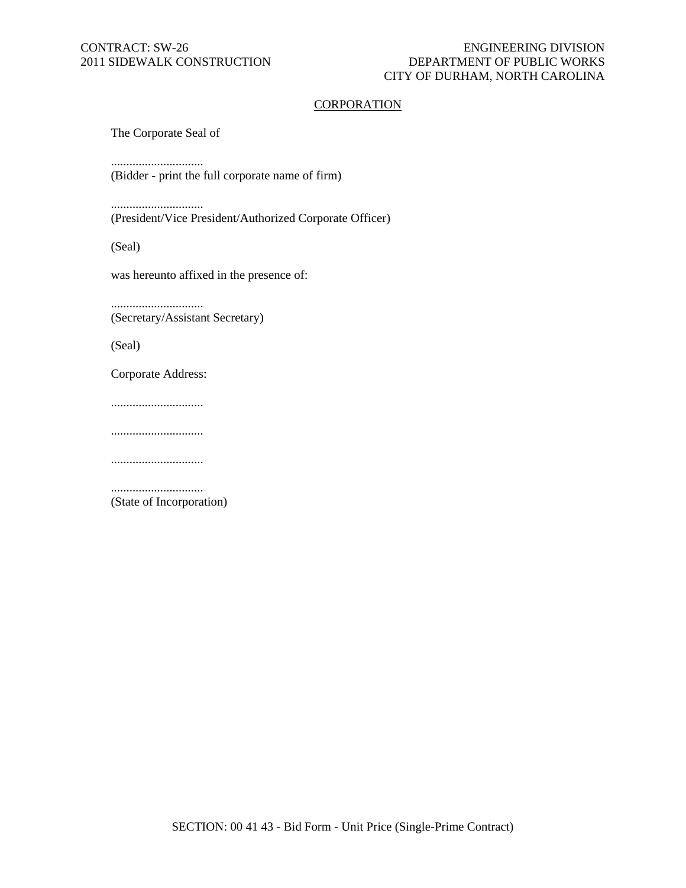## CORPORATION

The Corporate Seal of

..............................
(Bidder - print the full corporate name of firm)

..............................
(President/Vice President/Authorized Corporate Officer)

(Seal)

was hereunto affixed in the presence of:

..............................
(Secretary/Assistant Secretary)

(Seal)

Corporate Address:

..............................

..............................

..............................

..............................
(State of Incorporation)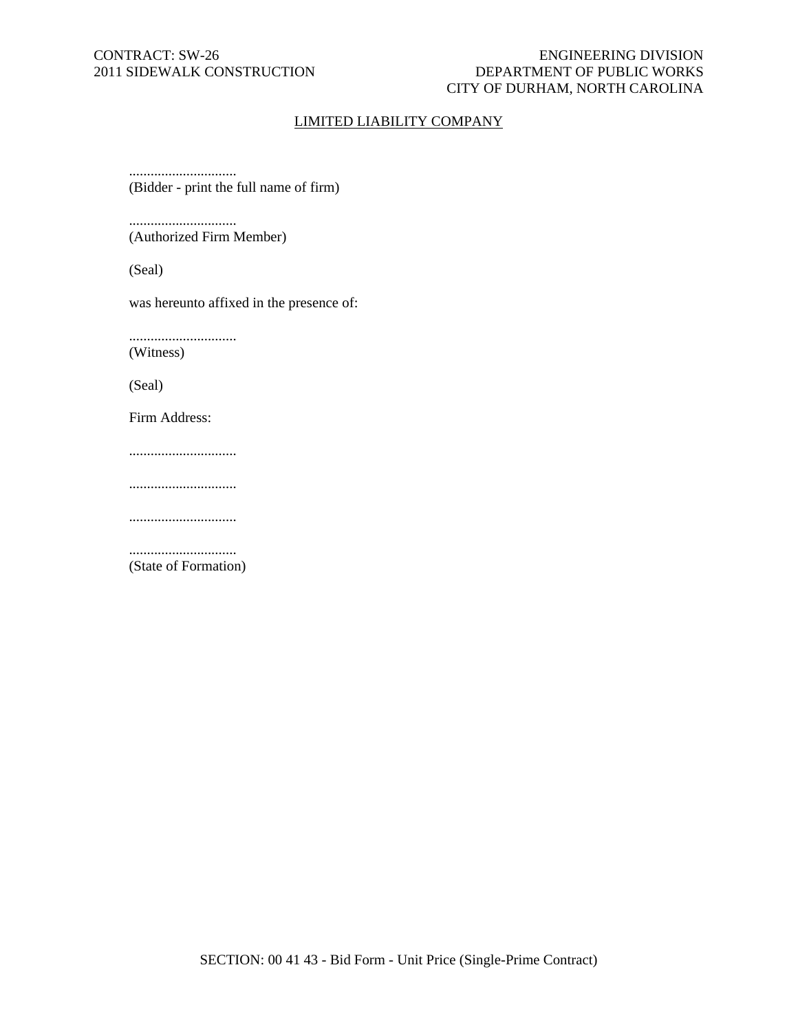## LIMITED LIABILITY COMPANY

..............................
(Bidder - print the full name of firm)

..............................
(Authorized Firm Member)

(Seal)

was hereunto affixed in the presence of:

..............................
(Witness)

(Seal)

Firm Address:

..............................

..............................

..............................

..............................
(State of Formation)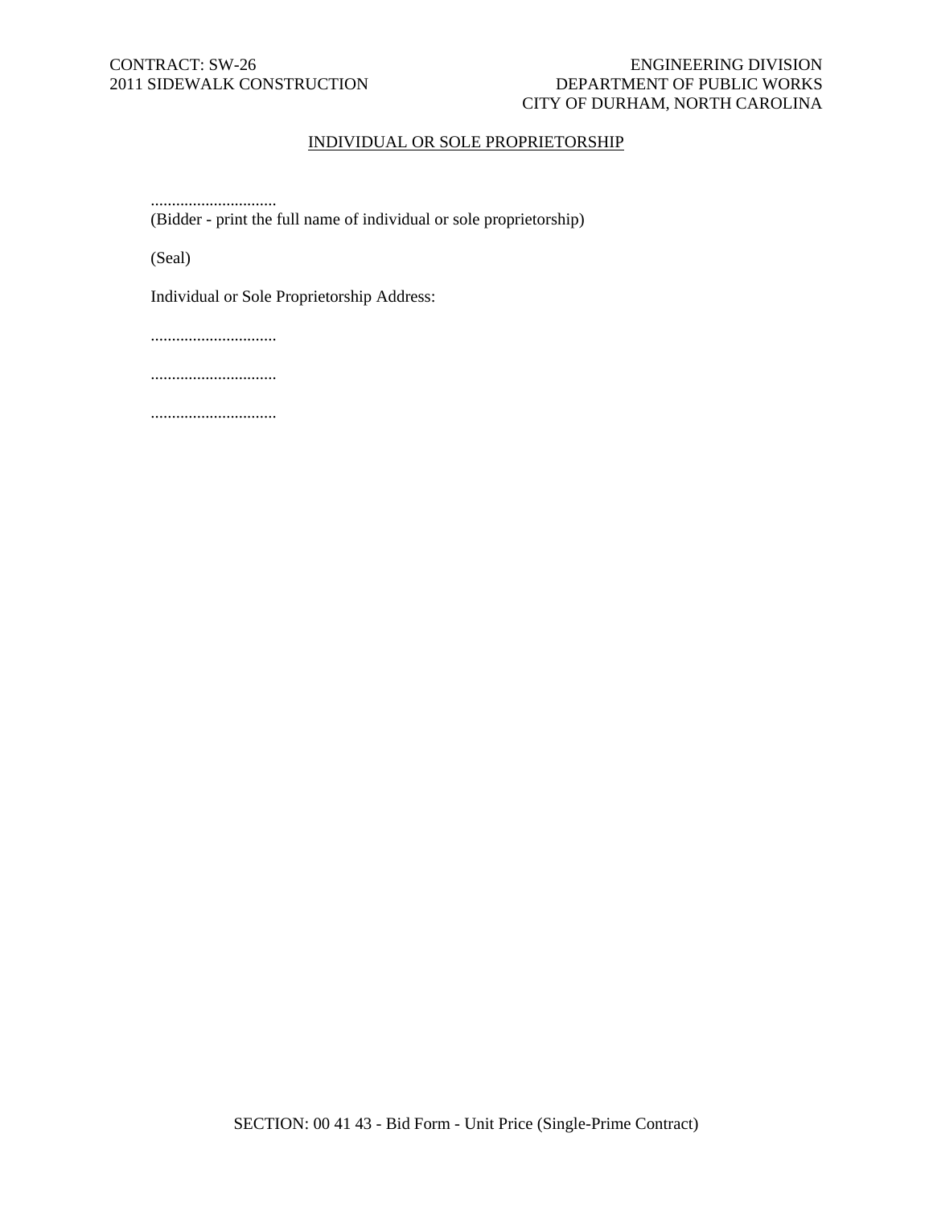## INDIVIDUAL OR SOLE PROPRIETORSHIP

..............................
(Bidder - print the full name of individual or sole proprietorship)

(Seal)

Individual or Sole Proprietorship Address:

..............................

..............................

..............................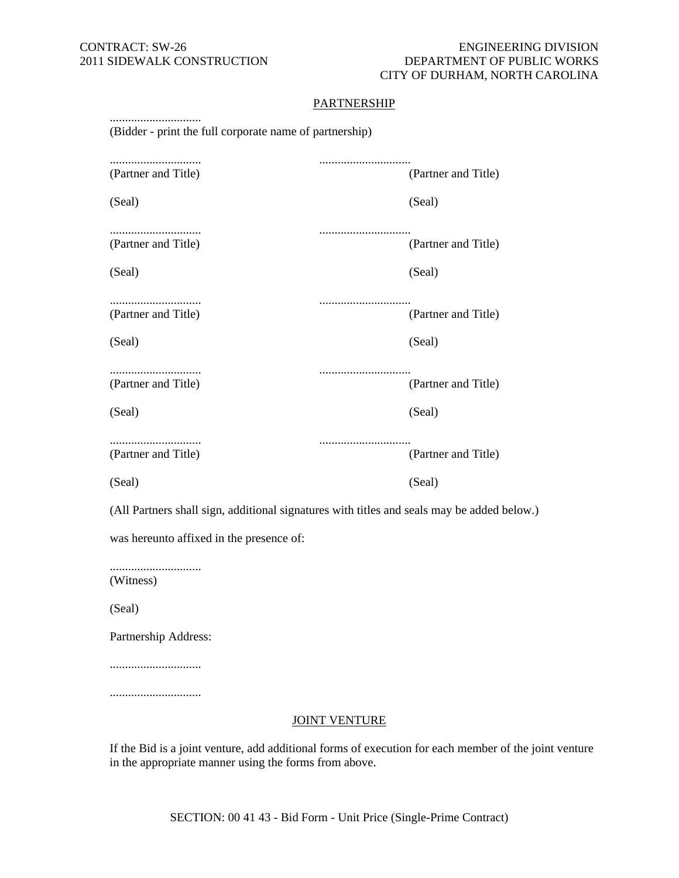## PARTNERSHIP

..............................
(Bidder - print the full corporate name of partnership)

| | |
|---|---|
| .............................. | .............................. |
| (Partner and Title) | (Partner and Title) |
| (Seal) | (Seal) |
| .............................. | .............................. |
| (Partner and Title) | (Partner and Title) |
| (Seal) | (Seal) |
| .............................. | .............................. |
| (Partner and Title) | (Partner and Title) |
| (Seal) | (Seal) |
| .............................. | .............................. |
| (Partner and Title) | (Partner and Title) |
| (Seal) | (Seal) |
| .............................. | .............................. |
| (Partner and Title) | (Partner and Title) |
| (Seal) | (Seal) |

(All Partners shall sign, additional signatures with titles and seals may be added below.)

was hereunto affixed in the presence of:

..............................
(Witness)

(Seal)

Partnership Address:

..............................

..............................

## JOINT VENTURE

If the Bid is a joint venture, add additional forms of execution for each member of the joint venture in the appropriate manner using the forms from above.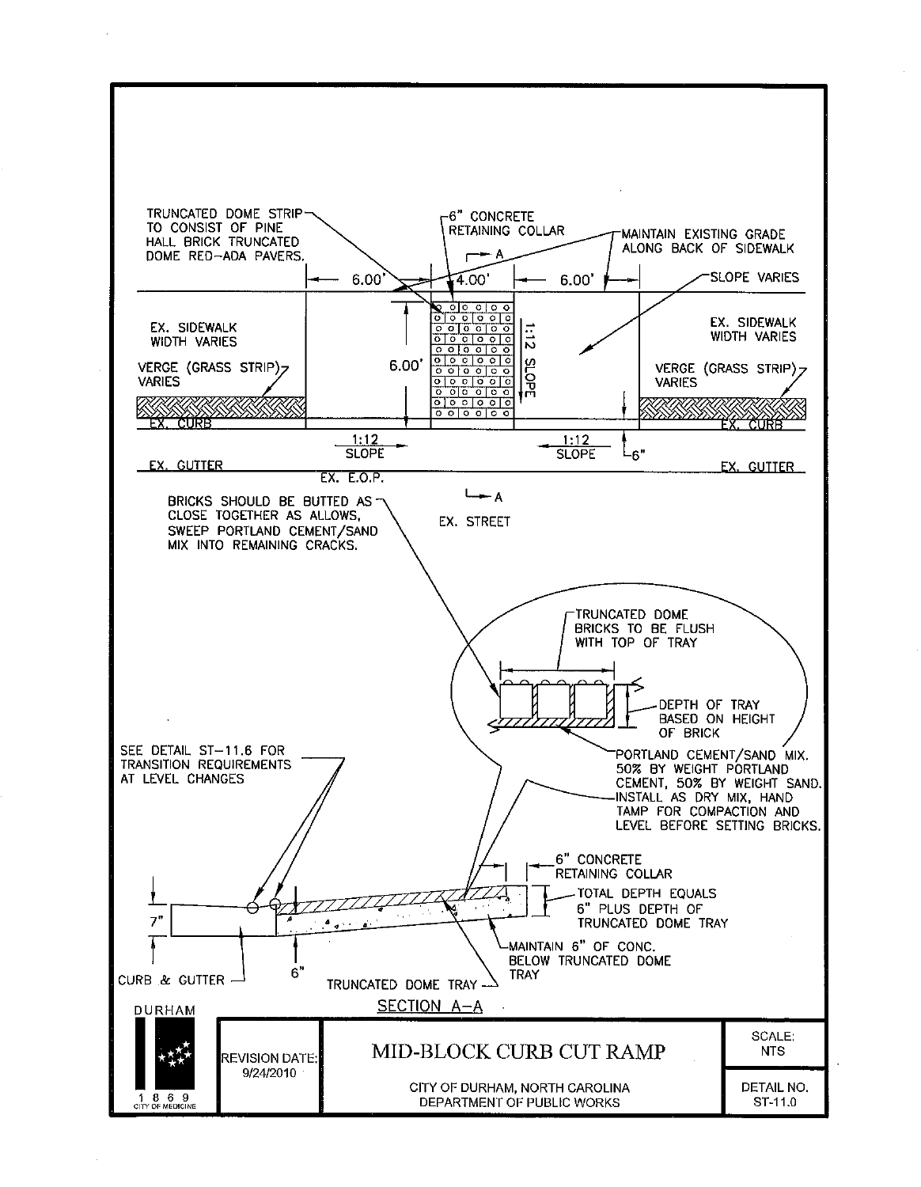TRUNCATED DOME STRIP TO CONSIST OF PINE HALL BRICK TRUNCATED DOME RED–ADA PAVERS.

6" CONCRETE RETAINING COLLAR

MAINTAIN EXISTING GRADE ALONG BACK OF SIDEWALK

SLOPE VARIES

A

6.00'

4.00'

6.00'

EX. SIDEWALK WIDTH VARIES

6.00'

1:12 SLOPE

EX. SIDEWALK WIDTH VARIES

VERGE (GRASS STRIP) VARIES

VERGE (GRASS STRIP) VARIES

EX. CURB

EX. CURB

1:12 SLOPE

1:12 SLOPE

6"

EX. GUTTER

EX. GUTTER

EX. E.O.P.

A

EX. STREET

BRICKS SHOULD BE BUTTED AS CLOSE TOGETHER AS ALLOWS, SWEEP PORTLAND CEMENT/SAND MIX INTO REMAINING CRACKS.

TRUNCATED DOME BRICKS TO BE FLUSH WITH TOP OF TRAY

DEPTH OF TRAY BASED ON HEIGHT OF BRICK

PORTLAND CEMENT/SAND MIX. 50% BY WEIGHT PORTLAND CEMENT, 50% BY WEIGHT SAND. INSTALL AS DRY MIX, HAND TAMP FOR COMPACTION AND LEVEL BEFORE SETTING BRICKS.

SEE DETAIL ST–11.6 FOR TRANSITION REQUIREMENTS AT LEVEL CHANGES

6" CONCRETE RETAINING COLLAR

TOTAL DEPTH EQUALS 6" PLUS DEPTH OF TRUNCATED DOME TRAY

7"

MAINTAIN 6" OF CONC. BELOW TRUNCATED DOME TRAY

6"

CURB & GUTTER

TRUNCATED DOME TRAY

SECTION A–A

| DURHAM 1869 CITY OF MEDICINE | REVISION DATE: 9/24/2010 | MID-BLOCK CURB CUT RAMP<br>CITY OF DURHAM, NORTH CAROLINA<br>DEPARTMENT OF PUBLIC WORKS | SCALE: NTS<br>DETAIL NO. ST-11.0 |
|---|---|---|---|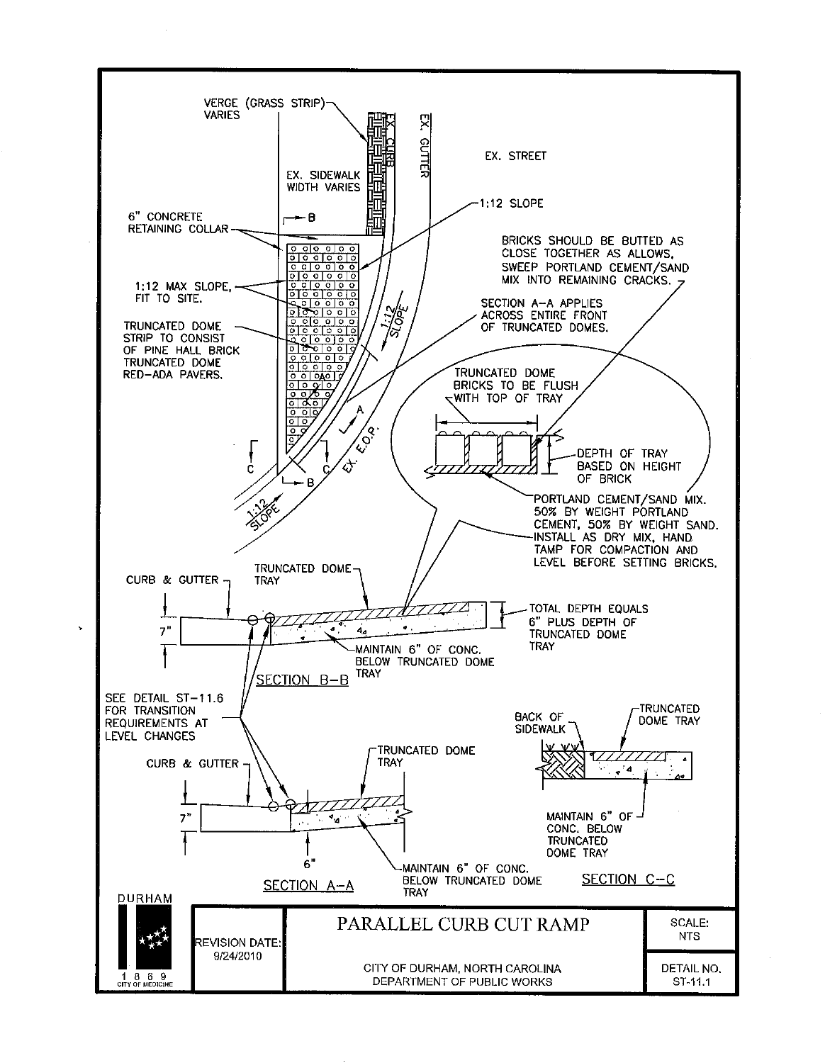VERGE (GRASS STRIP) VARIES

EX. CURB

EX. GUTTER

EX. STREET

EX. SIDEWALK WIDTH VARIES

6" CONCRETE RETAINING COLLAR

1:12 SLOPE

BRICKS SHOULD BE BUTTED AS CLOSE TOGETHER AS ALLOWS. SWEEP PORTLAND CEMENT/SAND MIX INTO REMAINING CRACKS.

1:12 MAX SLOPE, FIT TO SITE.

TRUNCATED DOME STRIP TO CONSIST OF PINE HALL BRICK TRUNCATED DOME RED-ADA PAVERS.

1:12 SLOPE

SECTION A-A APPLIES ACROSS ENTIRE FRONT OF TRUNCATED DOMES.

TRUNCATED DOME BRICKS TO BE FLUSH WITH TOP OF TRAY

DEPTH OF TRAY BASED ON HEIGHT OF BRICK

EX. E.O.P.

1:12 SLOPE

PORTLAND CEMENT/SAND MIX. 50% BY WEIGHT PORTLAND CEMENT, 50% BY WEIGHT SAND. INSTALL AS DRY MIX, HAND TAMP FOR COMPACTION AND LEVEL BEFORE SETTING BRICKS.

CURB & GUTTER

TRUNCATED DOME TRAY

7"

TOTAL DEPTH EQUALS 6" PLUS DEPTH OF TRUNCATED DOME TRAY

MAINTAIN 6" OF CONC. BELOW TRUNCATED DOME TRAY

SECTION B-B

SEE DETAIL ST-11.6 FOR TRANSITION REQUIREMENTS AT LEVEL CHANGES

BACK OF SIDEWALK

TRUNCATED DOME TRAY

CURB & GUTTER

TRUNCATED DOME TRAY

7"

MAINTAIN 6" OF CONC. BELOW TRUNCATED DOME TRAY

6"

MAINTAIN 6" OF CONC. BELOW TRUNCATED DOME TRAY

SECTION A-A

SECTION C-C

DURHAM 1869 CITY OF MEDICINE

REVISION DATE: 9/24/2010

# PARALLEL CURB CUT RAMP

CITY OF DURHAM, NORTH CAROLINA
DEPARTMENT OF PUBLIC WORKS

SCALE: NTS

DETAIL NO. ST-11.1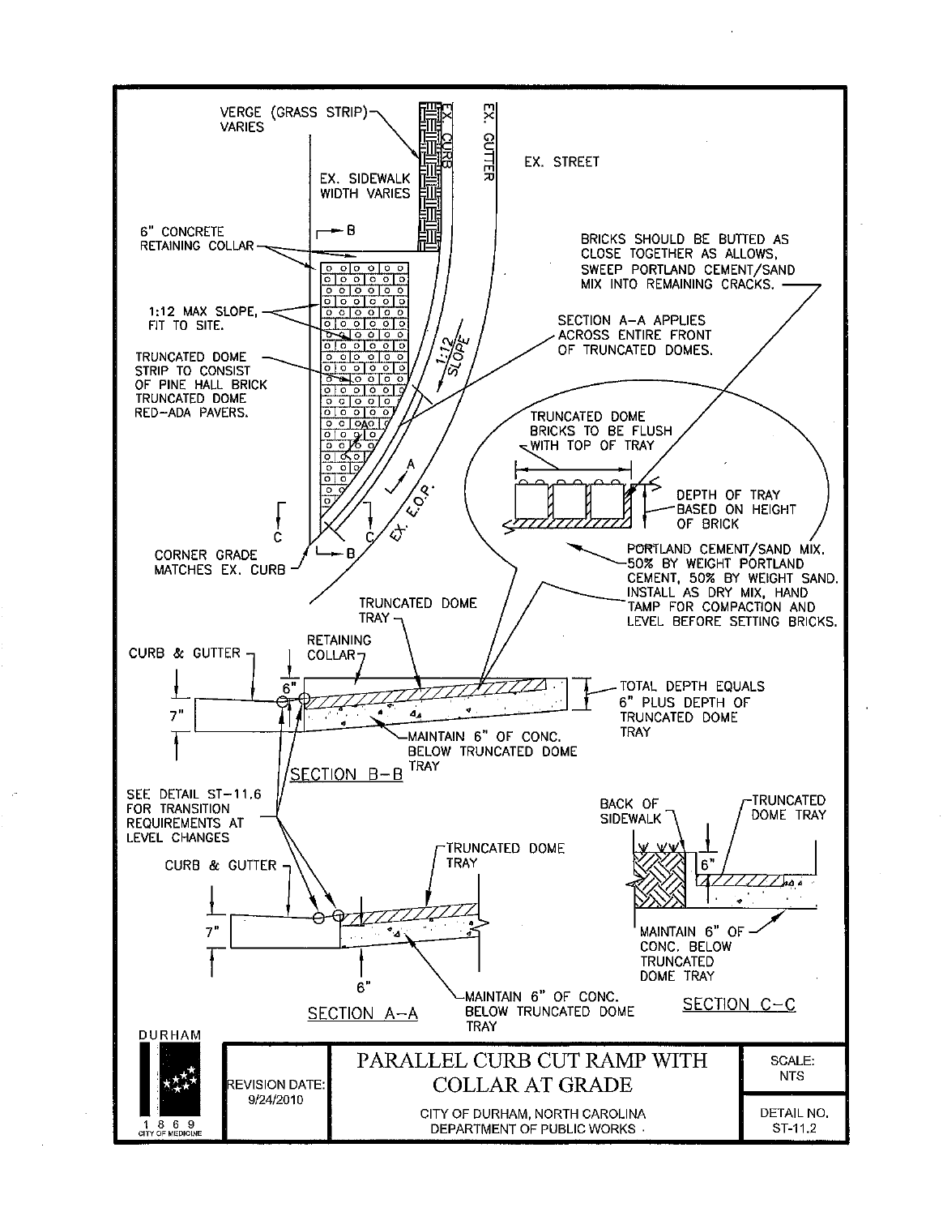VERGE (GRASS STRIP) VARIES

EX. CURB

EX. GUTTER

EX. STREET

EX. SIDEWALK WIDTH VARIES

6" CONCRETE RETAINING COLLAR

BRICKS SHOULD BE BUTTED AS CLOSE TOGETHER AS ALLOWS, SWEEP PORTLAND CEMENT/SAND MIX INTO REMAINING CRACKS.

1:12 MAX SLOPE, FIT TO SITE.

1:12 SLOPE

SECTION A–A APPLIES ACROSS ENTIRE FRONT OF TRUNCATED DOMES.

TRUNCATED DOME STRIP TO CONSIST OF PINE HALL BRICK TRUNCATED DOME RED–ADA PAVERS.

TRUNCATED DOME BRICKS TO BE FLUSH WITH TOP OF TRAY

DEPTH OF TRAY BASED ON HEIGHT OF BRICK

EX. E.O.P.

CORNER GRADE MATCHES EX. CURB

PORTLAND CEMENT/SAND MIX. 50% BY WEIGHT PORTLAND CEMENT, 50% BY WEIGHT SAND. INSTALL AS DRY MIX, HAND TAMP FOR COMPACTION AND LEVEL BEFORE SETTING BRICKS.

CURB & GUTTER

RETAINING COLLAR

TRUNCATED DOME TRAY

6"

7"

TOTAL DEPTH EQUALS 6" PLUS DEPTH OF TRUNCATED DOME TRAY

MAINTAIN 6" OF CONC. BELOW TRUNCATED DOME TRAY

SECTION B–B

SEE DETAIL ST–11.6 FOR TRANSITION REQUIREMENTS AT LEVEL CHANGES

CURB & GUTTER

TRUNCATED DOME TRAY

7"

6"

MAINTAIN 6" OF CONC. BELOW TRUNCATED DOME TRAY

SECTION A–A

BACK OF SIDEWALK

TRUNCATED DOME TRAY

6"

MAINTAIN 6" OF CONC. BELOW TRUNCATED DOME TRAY

SECTION C–C

DURHAM 1869 CITY OF MEDICINE

| REVISION DATE: 9/24/2010 | PARALLEL CURB CUT RAMP WITH COLLAR AT GRADE<br>CITY OF DURHAM, NORTH CAROLINA<br>DEPARTMENT OF PUBLIC WORKS | SCALE: NTS<br>DETAIL NO. ST-11.2 |
|---|---|---|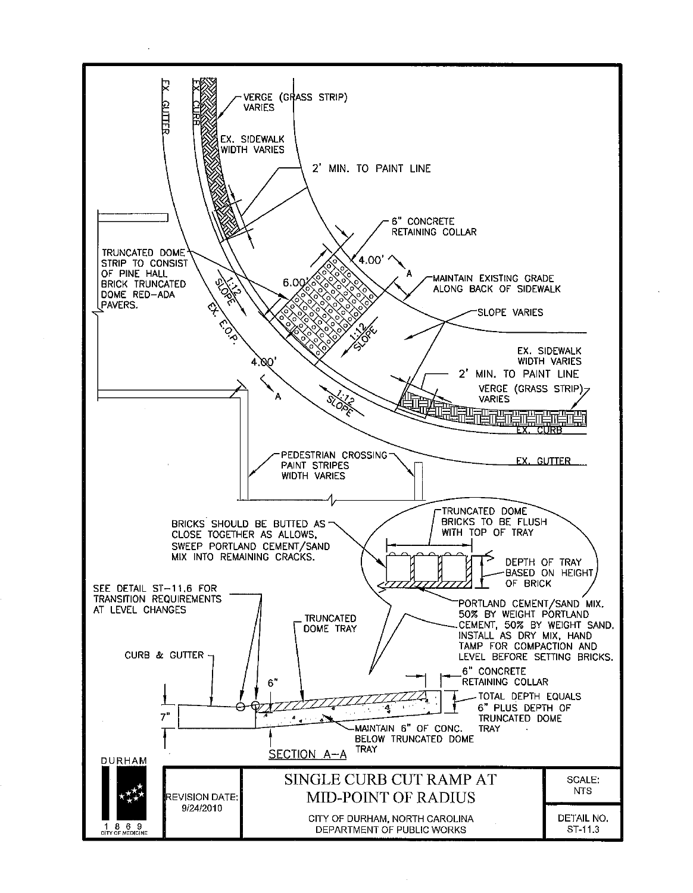EX. GUTTER

EX. CURB

VERGE (GRASS STRIP) VARIES

EX. SIDEWALK WIDTH VARIES

2' MIN. TO PAINT LINE

6" CONCRETE RETAINING COLLAR

4.00'

A

MAINTAIN EXISTING GRADE ALONG BACK OF SIDEWALK

TRUNCATED DOME STRIP TO CONSIST OF PINE HALL BRICK TRUNCATED DOME RED-ADA PAVERS.

1:12 SLOPE

6.00'

1:12 SLOPE

SLOPE VARIES

EX. E.O.P.

EX. SIDEWALK WIDTH VARIES

4.00'

2' MIN. TO PAINT LINE

A

1:12 SLOPE

VERGE (GRASS STRIP) VARIES

EX. CURB

PEDESTRIAN CROSSING PAINT STRIPES WIDTH VARIES

EX. GUTTER

BRICKS SHOULD BE BUTTED AS CLOSE TOGETHER AS ALLOWS, SWEEP PORTLAND CEMENT/SAND MIX INTO REMAINING CRACKS.

TRUNCATED DOME BRICKS TO BE FLUSH WITH TOP OF TRAY

DEPTH OF TRAY BASED ON HEIGHT OF BRICK

SEE DETAIL ST-11.6 FOR TRANSITION REQUIREMENTS AT LEVEL CHANGES

PORTLAND CEMENT/SAND MIX. 50% BY WEIGHT PORTLAND CEMENT, 50% BY WEIGHT SAND. INSTALL AS DRY MIX, HAND TAMP FOR COMPACTION AND LEVEL BEFORE SETTING BRICKS.

TRUNCATED DOME TRAY

CURB & GUTTER

6" CONCRETE RETAINING COLLAR

6"

7"

TOTAL DEPTH EQUALS 6" PLUS DEPTH OF TRUNCATED DOME TRAY

MAINTAIN 6" OF CONC. BELOW TRUNCATED DOME TRAY

SECTION A-A

DURHAM 1869 CITY OF MEDICINE

| REVISION DATE: 9/24/2010 | SINGLE CURB CUT RAMP AT MID-POINT OF RADIUS<br>CITY OF DURHAM, NORTH CAROLINA<br>DEPARTMENT OF PUBLIC WORKS | SCALE: NTS<br>DETAIL NO. ST-11.3 |
| --- | --- | --- |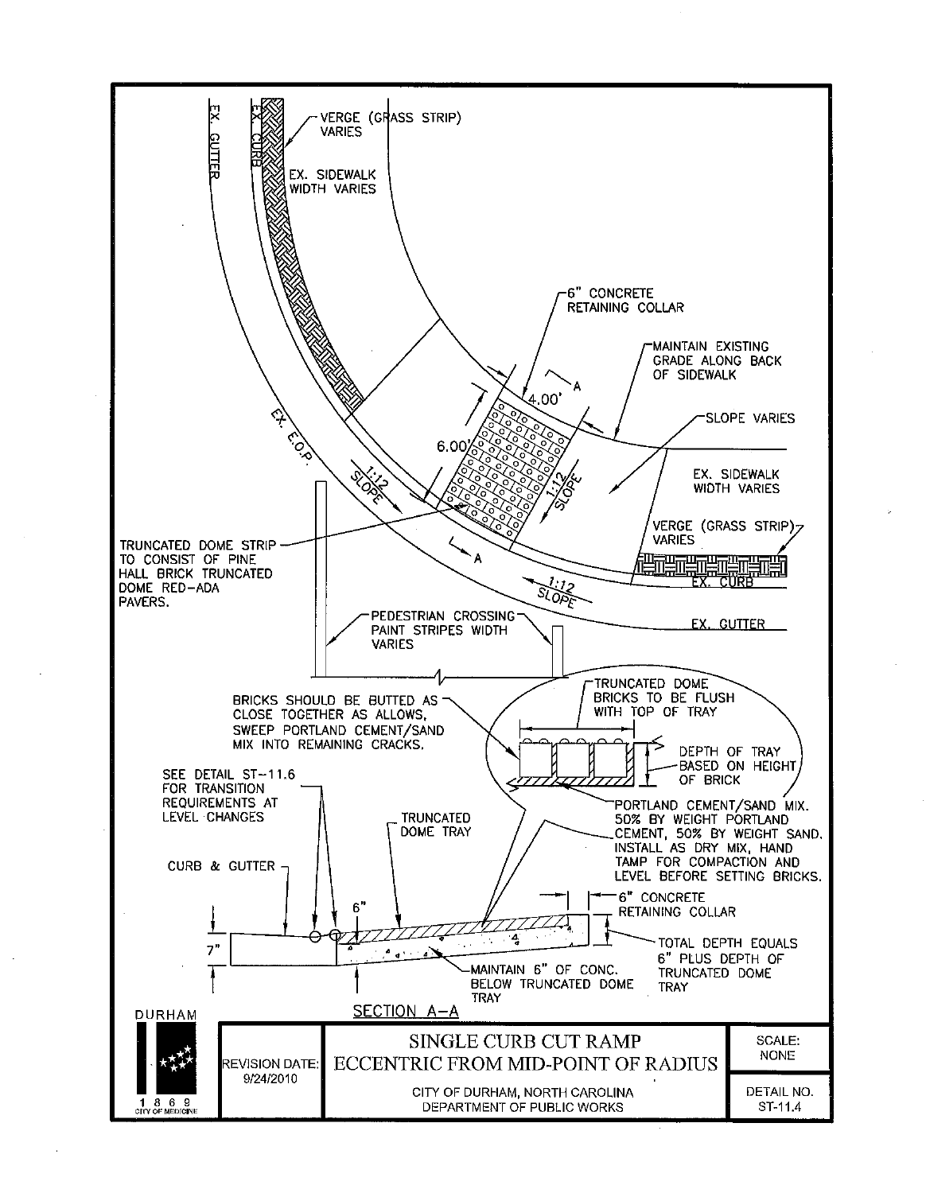EX. GUTTER

EX. CURB

VERGE (GRASS STRIP) VARIES

EX. SIDEWALK WIDTH VARIES

6" CONCRETE RETAINING COLLAR

MAINTAIN EXISTING GRADE ALONG BACK OF SIDEWALK

SLOPE VARIES

4.00'

A

6.00'

EX. E.O.P.

1:12 SLOPE

1:12 SLOPE

EX. SIDEWALK WIDTH VARIES

VERGE (GRASS STRIP) VARIES

TRUNCATED DOME STRIP TO CONSIST OF PINE HALL BRICK TRUNCATED DOME RED-ADA PAVERS.

A

EX. CURB

1:12 SLOPE

PEDESTRIAN CROSSING PAINT STRIPES WIDTH VARIES

EX. GUTTER

BRICKS SHOULD BE BUTTED AS CLOSE TOGETHER AS ALLOWS, SWEEP PORTLAND CEMENT/SAND MIX INTO REMAINING CRACKS.

TRUNCATED DOME BRICKS TO BE FLUSH WITH TOP OF TRAY

DEPTH OF TRAY BASED ON HEIGHT OF BRICK

SEE DETAIL ST-11.6 FOR TRANSITION REQUIREMENTS AT LEVEL CHANGES

PORTLAND CEMENT/SAND MIX. 50% BY WEIGHT PORTLAND CEMENT, 50% BY WEIGHT SAND. INSTALL AS DRY MIX, HAND TAMP FOR COMPACTION AND LEVEL BEFORE SETTING BRICKS.

TRUNCATED DOME TRAY

CURB & GUTTER

6"

6" CONCRETE RETAINING COLLAR

7"

TOTAL DEPTH EQUALS 6" PLUS DEPTH OF TRUNCATED DOME TRAY

MAINTAIN 6" OF CONC. BELOW TRUNCATED DOME TRAY

SECTION A–A

DURHAM

1869 CITY OF MEDICINE

| REVISION DATE: 9/24/2010 | SINGLE CURB CUT RAMP ECCENTRIC FROM MID-POINT OF RADIUS<br>CITY OF DURHAM, NORTH CAROLINA DEPARTMENT OF PUBLIC WORKS | SCALE: NONE<br>DETAIL NO. ST-11.4 |
|---|---|---|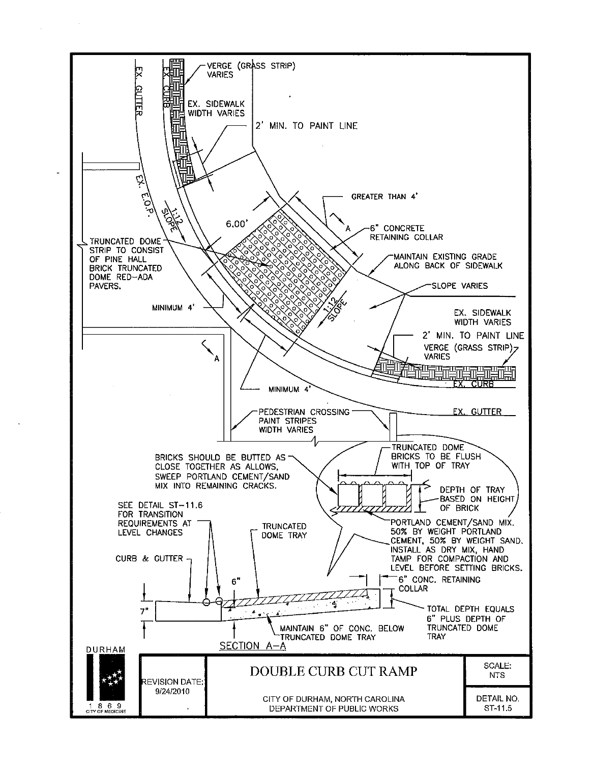VERGE (GRASS STRIP) VARIES

EX. CURB

EX. GUTTER

EX. SIDEWALK WIDTH VARIES

2' MIN. TO PAINT LINE

EX. E.O.P.

1:12 SLOPE

6.00'

GREATER THAN 4'

A

6" CONCRETE RETAINING COLLAR

TRUNCATED DOME STRIP TO CONSIST OF PINE HALL BRICK TRUNCATED DOME RED-ADA PAVERS.

MAINTAIN EXISTING GRADE ALONG BACK OF SIDEWALK

SLOPE VARIES

1:12 SLOPE

MINIMUM 4'

EX. SIDEWALK WIDTH VARIES

2' MIN. TO PAINT LINE

VERGE (GRASS STRIP) VARIES

A

EX. CURB

MINIMUM 4'

PEDESTRIAN CROSSING PAINT STRIPES WIDTH VARIES

EX. GUTTER

TRUNCATED DOME BRICKS TO BE FLUSH WITH TOP OF TRAY

BRICKS SHOULD BE BUTTED AS CLOSE TOGETHER AS ALLOWS, SWEEP PORTLAND CEMENT/SAND MIX INTO REMAINING CRACKS.

DEPTH OF TRAY BASED ON HEIGHT OF BRICK

SEE DETAIL ST-11.6 FOR TRANSITION REQUIREMENTS AT LEVEL CHANGES

TRUNCATED DOME TRAY

PORTLAND CEMENT/SAND MIX. 50% BY WEIGHT PORTLAND CEMENT, 50% BY WEIGHT SAND. INSTALL AS DRY MIX, HAND TAMP FOR COMPACTION AND LEVEL BEFORE SETTING BRICKS.

CURB & GUTTER

6"

6" CONC. RETAINING COLLAR

7"

TOTAL DEPTH EQUALS 6" PLUS DEPTH OF TRUNCATED DOME TRAY

MAINTAIN 6" OF CONC. BELOW TRUNCATED DOME TRAY

SECTION A-A

DURHAM

1869 CITY OF MEDICINE

| REVISION DATE: 9/24/2010 | DOUBLE CURB CUT RAMP<br>CITY OF DURHAM, NORTH CAROLINA<br>DEPARTMENT OF PUBLIC WORKS | SCALE: NTS<br>DETAIL NO. ST-11.5 |
|---|---|---|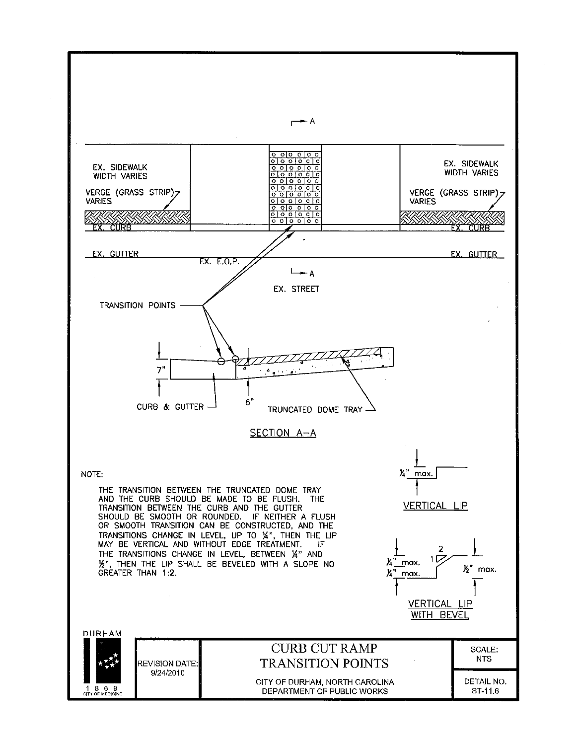A

EX. SIDEWALK
WIDTH VARIES

VERGE (GRASS STRIP)
VARIES

EX. CURB

EX. GUTTER

EX. E.O.P.

A

EX. STREET

EX. SIDEWALK
WIDTH VARIES

VERGE (GRASS STRIP)
VARIES

EX. CURB

EX. GUTTER

TRANSITION POINTS

7"

6"

CURB & GUTTER

TRUNCATED DOME TRAY

SECTION A–A

NOTE:

THE TRANSITION BETWEEN THE TRUNCATED DOME TRAY AND THE CURB SHOULD BE MADE TO BE FLUSH. THE TRANSITION BETWEEN THE CURB AND THE GUTTER SHOULD BE SMOOTH OR ROUNDED. IF NEITHER A FLUSH OR SMOOTH TRANSITION CAN BE CONSTRUCTED, AND THE TRANSITIONS CHANGE IN LEVEL, UP TO ¼", THEN THE LIP MAY BE VERTICAL AND WITHOUT EDGE TREATMENT. IF THE TRANSITIONS CHANGE IN LEVEL, BETWEEN ¼" AND ½", THEN THE LIP SHALL BE BEVELED WITH A SLOPE NO GREATER THAN 1:2.

¼" max.

VERTICAL LIP

¼" max.
¼" max.
1
2
½" max.

VERTICAL LIP
WITH BEVEL

DURHAM
1 8 6 9
CITY OF MEDICINE

REVISION DATE:
9/24/2010

# CURB CUT RAMP TRANSITION POINTS

CITY OF DURHAM, NORTH CAROLINA
DEPARTMENT OF PUBLIC WORKS

SCALE:
NTS

DETAIL NO.
ST-11.6